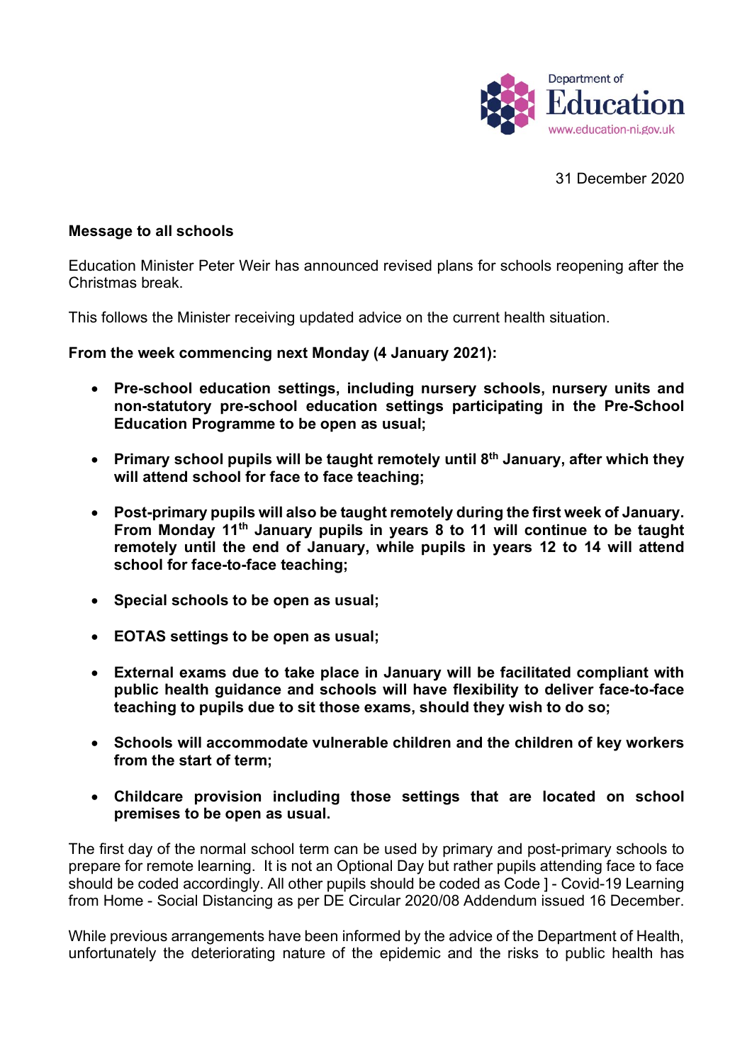Department of
Education
www.education-ni.gov.uk

31 December 2020

**Message to all schools**

Education Minister Peter Weir has announced revised plans for schools reopening after the Christmas break.

This follows the Minister receiving updated advice on the current health situation.

**From the week commencing next Monday (4 January 2021):**

- **Pre-school education settings, including nursery schools, nursery units and non-statutory pre-school education settings participating in the Pre-School Education Programme to be open as usual;**
- **Primary school pupils will be taught remotely until 8th January, after which they will attend school for face to face teaching;**
- **Post-primary pupils will also be taught remotely during the first week of January. From Monday 11th January pupils in years 8 to 11 will continue to be taught remotely until the end of January, while pupils in years 12 to 14 will attend school for face-to-face teaching;**
- **Special schools to be open as usual;**
- **EOTAS settings to be open as usual;**
- **External exams due to take place in January will be facilitated compliant with public health guidance and schools will have flexibility to deliver face-to-face teaching to pupils due to sit those exams, should they wish to do so;**
- **Schools will accommodate vulnerable children and the children of key workers from the start of term;**
- **Childcare provision including those settings that are located on school premises to be open as usual.**

The first day of the normal school term can be used by primary and post-primary schools to prepare for remote learning. It is not an Optional Day but rather pupils attending face to face should be coded accordingly. All other pupils should be coded as Code ] - Covid-19 Learning from Home - Social Distancing as per DE Circular 2020/08 Addendum issued 16 December.

While previous arrangements have been informed by the advice of the Department of Health, unfortunately the deteriorating nature of the epidemic and the risks to public health has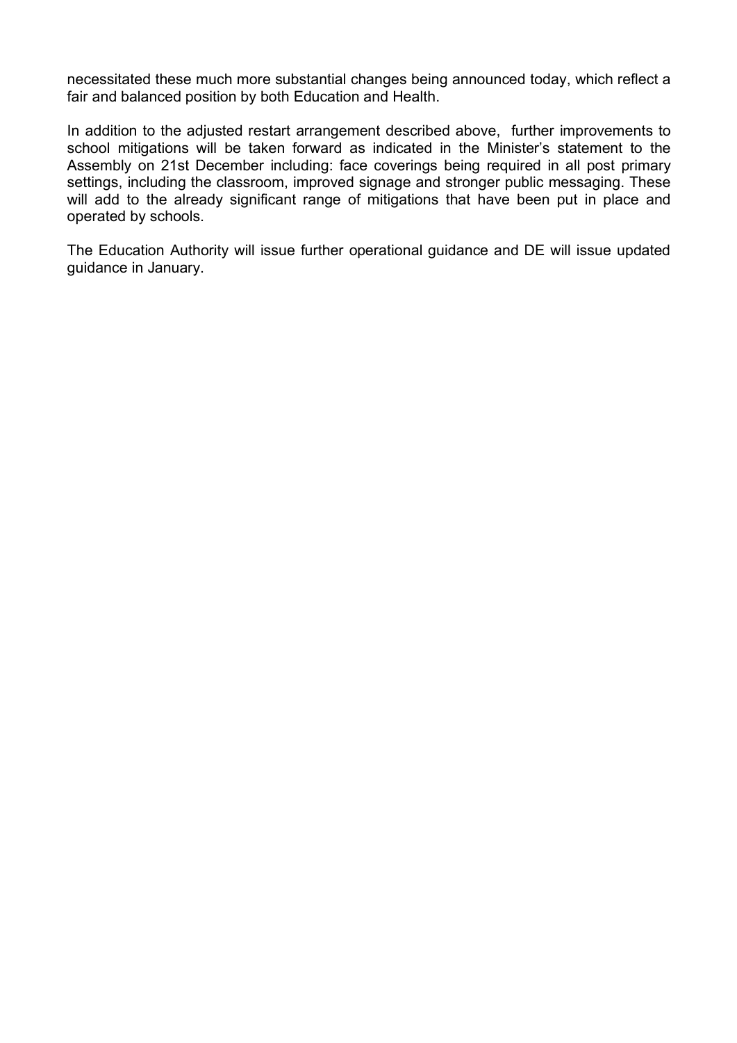necessitated these much more substantial changes being announced today, which reflect a fair and balanced position by both Education and Health.

In addition to the adjusted restart arrangement described above, further improvements to school mitigations will be taken forward as indicated in the Minister's statement to the Assembly on 21st December including: face coverings being required in all post primary settings, including the classroom, improved signage and stronger public messaging. These will add to the already significant range of mitigations that have been put in place and operated by schools.

The Education Authority will issue further operational guidance and DE will issue updated guidance in January.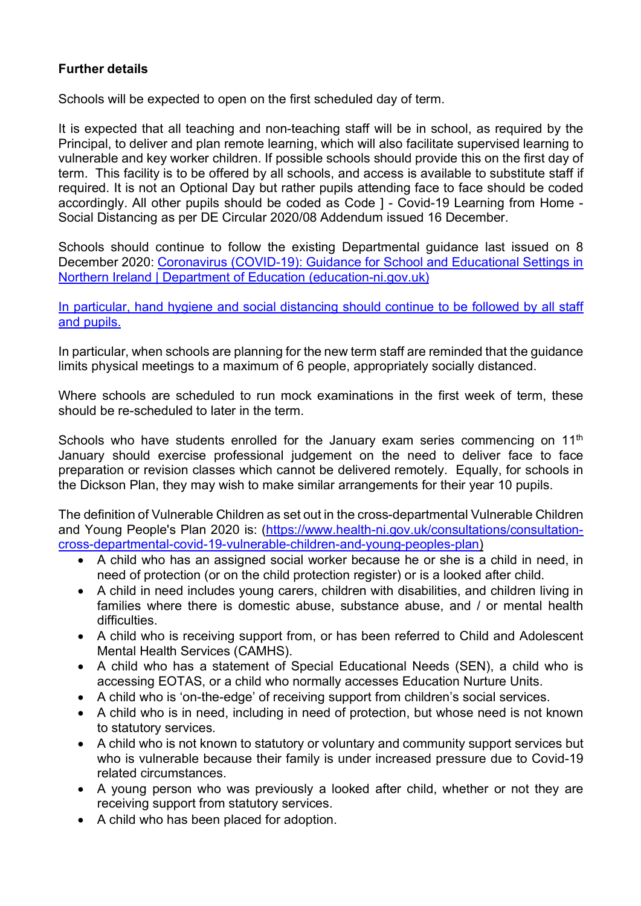**Further details**

Schools will be expected to open on the first scheduled day of term.

It is expected that all teaching and non-teaching staff will be in school, as required by the Principal, to deliver and plan remote learning, which will also facilitate supervised learning to vulnerable and key worker children. If possible schools should provide this on the first day of term. This facility is to be offered by all schools, and access is available to substitute staff if required. It is not an Optional Day but rather pupils attending face to face should be coded accordingly. All other pupils should be coded as Code ] - Covid-19 Learning from Home - Social Distancing as per DE Circular 2020/08 Addendum issued 16 December.

Schools should continue to follow the existing Departmental guidance last issued on 8 December 2020: [Coronavirus (COVID-19): Guidance for School and Educational Settings in Northern Ireland | Department of Education (education-ni.gov.uk)](education-ni.gov.uk)

In particular, hand hygiene and social distancing should continue to be followed by all staff and pupils.

In particular, when schools are planning for the new term staff are reminded that the guidance limits physical meetings to a maximum of 6 people, appropriately socially distanced.

Where schools are scheduled to run mock examinations in the first week of term, these should be re-scheduled to later in the term.

Schools who have students enrolled for the January exam series commencing on 11th January should exercise professional judgement on the need to deliver face to face preparation or revision classes which cannot be delivered remotely. Equally, for schools in the Dickson Plan, they may wish to make similar arrangements for their year 10 pupils.

The definition of Vulnerable Children as set out in the cross-departmental Vulnerable Children and Young People's Plan 2020 is: (https://www.health-ni.gov.uk/consultations/consultation-cross-departmental-covid-19-vulnerable-children-and-young-peoples-plan)

- A child who has an assigned social worker because he or she is a child in need, in need of protection (or on the child protection register) or is a looked after child.
- A child in need includes young carers, children with disabilities, and children living in families where there is domestic abuse, substance abuse, and / or mental health difficulties.
- A child who is receiving support from, or has been referred to Child and Adolescent Mental Health Services (CAMHS).
- A child who has a statement of Special Educational Needs (SEN), a child who is accessing EOTAS, or a child who normally accesses Education Nurture Units.
- A child who is 'on-the-edge' of receiving support from children's social services.
- A child who is in need, including in need of protection, but whose need is not known to statutory services.
- A child who is not known to statutory or voluntary and community support services but who is vulnerable because their family is under increased pressure due to Covid-19 related circumstances.
- A young person who was previously a looked after child, whether or not they are receiving support from statutory services.
- A child who has been placed for adoption.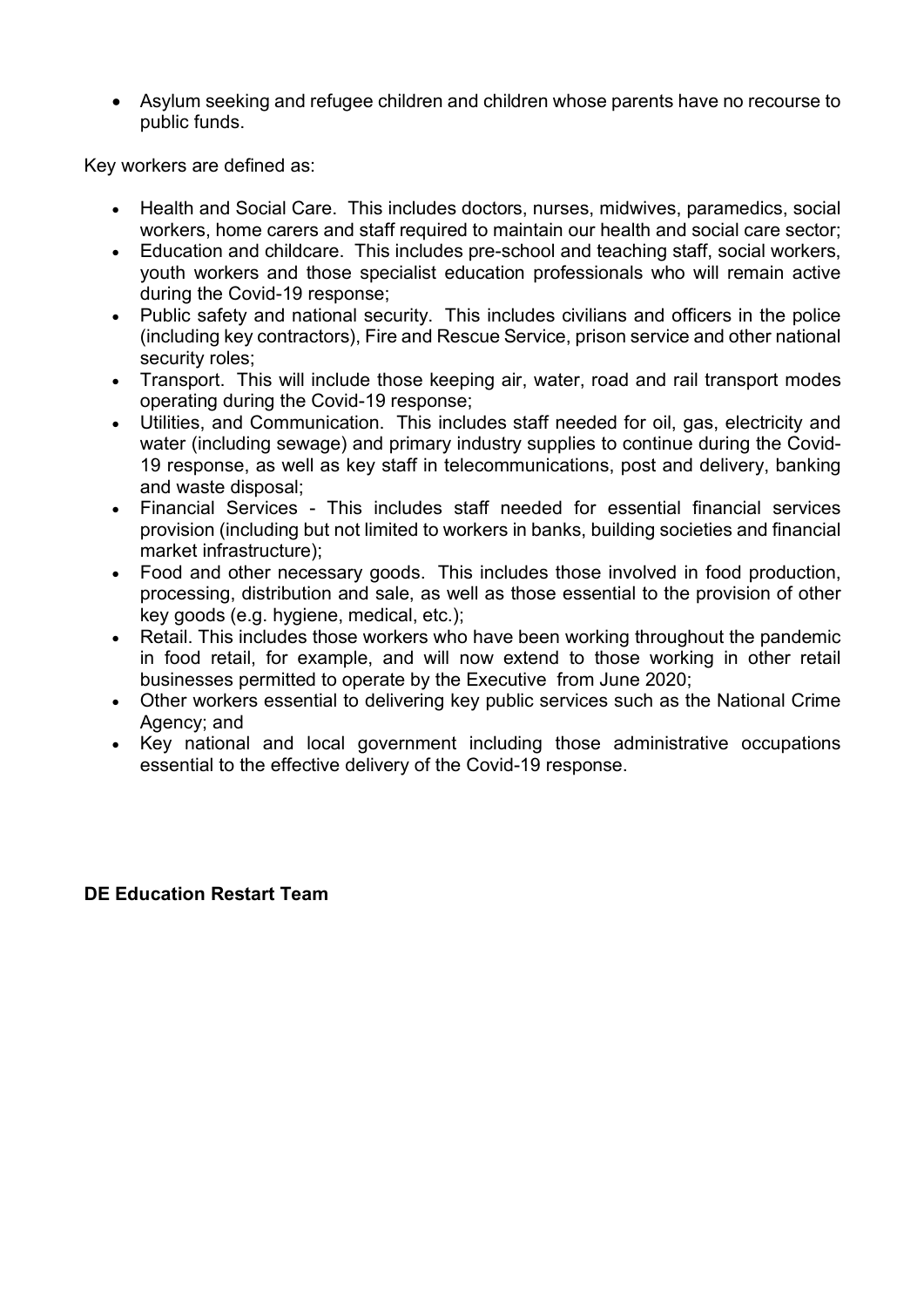- Asylum seeking and refugee children and children whose parents have no recourse to public funds.

Key workers are defined as:

- Health and Social Care. This includes doctors, nurses, midwives, paramedics, social workers, home carers and staff required to maintain our health and social care sector;
- Education and childcare. This includes pre-school and teaching staff, social workers, youth workers and those specialist education professionals who will remain active during the Covid-19 response;
- Public safety and national security. This includes civilians and officers in the police (including key contractors), Fire and Rescue Service, prison service and other national security roles;
- Transport. This will include those keeping air, water, road and rail transport modes operating during the Covid-19 response;
- Utilities, and Communication. This includes staff needed for oil, gas, electricity and water (including sewage) and primary industry supplies to continue during the Covid-19 response, as well as key staff in telecommunications, post and delivery, banking and waste disposal;
- Financial Services - This includes staff needed for essential financial services provision (including but not limited to workers in banks, building societies and financial market infrastructure);
- Food and other necessary goods. This includes those involved in food production, processing, distribution and sale, as well as those essential to the provision of other key goods (e.g. hygiene, medical, etc.);
- Retail. This includes those workers who have been working throughout the pandemic in food retail, for example, and will now extend to those working in other retail businesses permitted to operate by the Executive from June 2020;
- Other workers essential to delivering key public services such as the National Crime Agency; and
- Key national and local government including those administrative occupations essential to the effective delivery of the Covid-19 response.

**DE Education Restart Team**